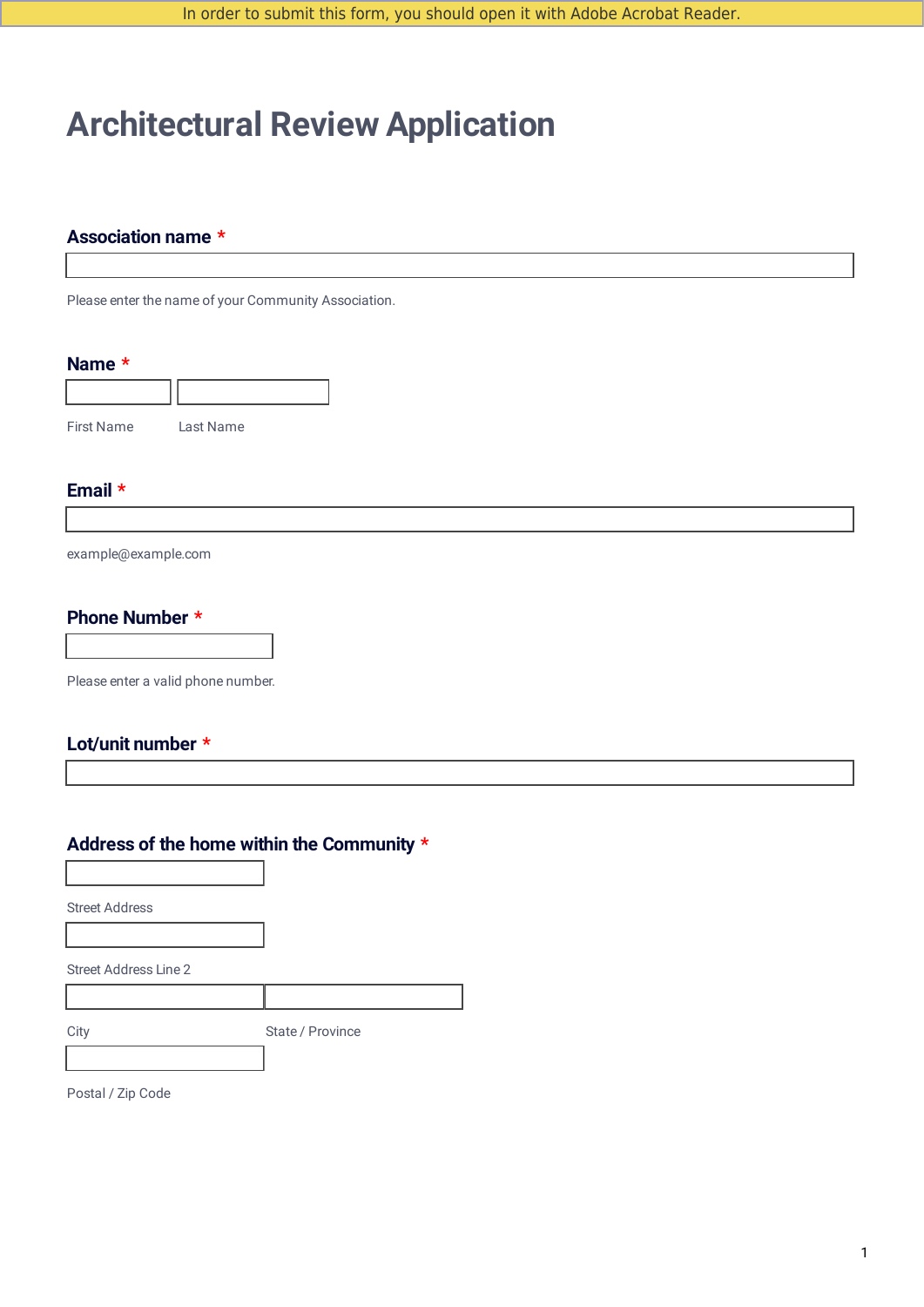In order to submit this form, you should open it with Adobe Acrobat Reader.

# Architectural Review Application

**Association name** *

Please enter the name of your Community Association.

**Name** *

First Name

Last Name

**Email** *

example@example.com

**Phone Number** *

Please enter a valid phone number.

**Lot/unit number** *

**Address of the home within the Community** *

Street Address

Street Address Line 2

City

State / Province

Postal / Zip Code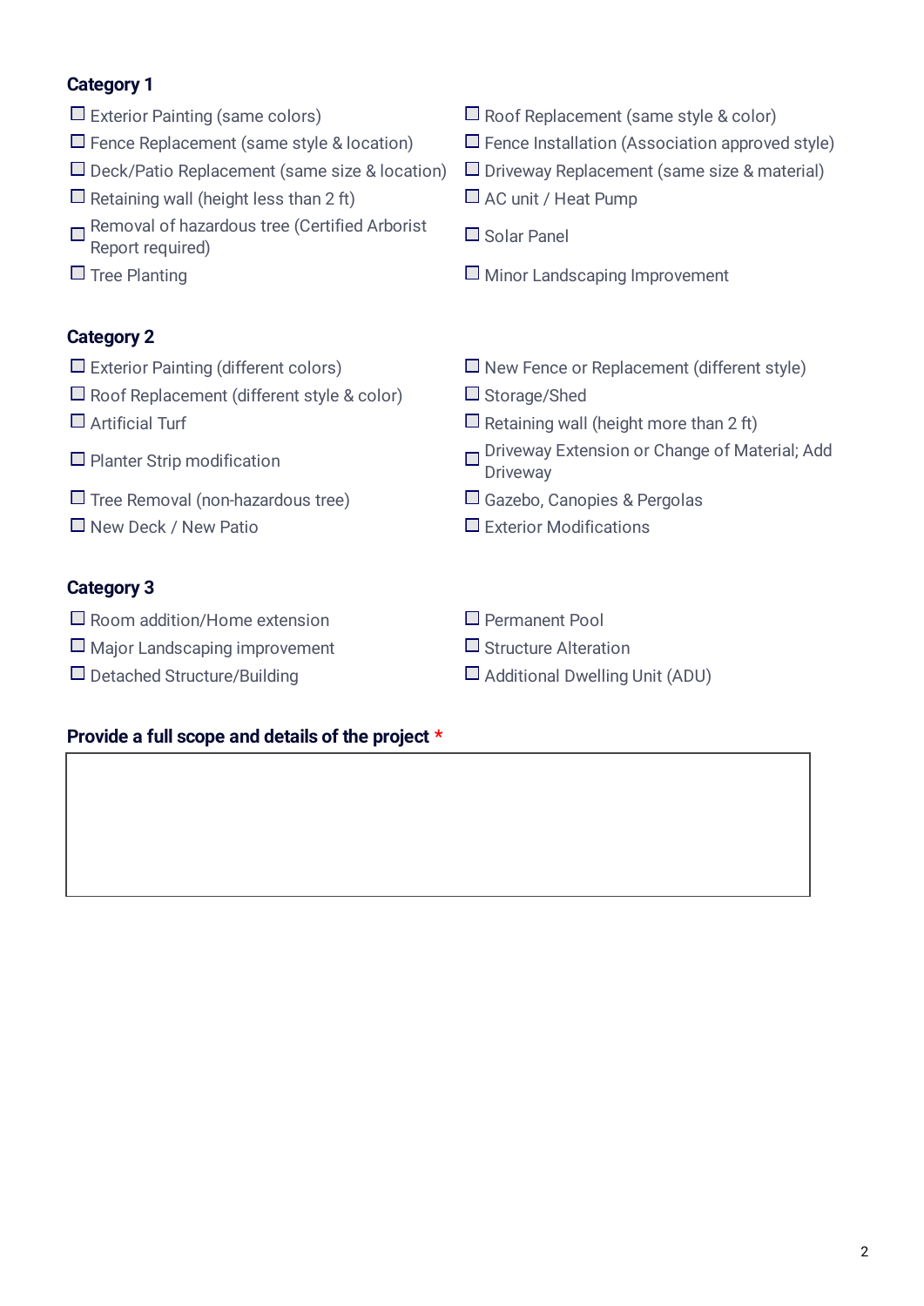### Category 1

- ☐ Exterior Painting (same colors)
- ☐ Fence Replacement (same style & location)
- ☐ Deck/Patio Replacement (same size & location)
- ☐ Retaining wall (height less than 2 ft)
- ☐ Removal of hazardous tree (Certified Arborist Report required)
- ☐ Tree Planting
- ☐ Roof Replacement (same style & color)
- ☐ Fence Installation (Association approved style)
- ☐ Driveway Replacement (same size & material)
- ☐ AC unit / Heat Pump
- ☐ Solar Panel
- ☐ Minor Landscaping Improvement

### Category 2

- ☐ Exterior Painting (different colors)
- ☐ Roof Replacement (different style & color)
- ☐ Artificial Turf
- ☐ Planter Strip modification
- ☐ Tree Removal (non-hazardous tree)
- ☐ New Deck / New Patio
- ☐ New Fence or Replacement (different style)
- ☐ Storage/Shed
- ☐ Retaining wall (height more than 2 ft)
- ☐ Driveway Extension or Change of Material; Add Driveway
- ☐ Gazebo, Canopies & Pergolas
- ☐ Exterior Modifications

### Category 3

- ☐ Room addition/Home extension
- ☐ Major Landscaping improvement
- ☐ Detached Structure/Building
- ☐ Permanent Pool
- ☐ Structure Alteration
- ☐ Additional Dwelling Unit (ADU)

**Provide a full scope and details of the project** *

|  |
|---|
|  |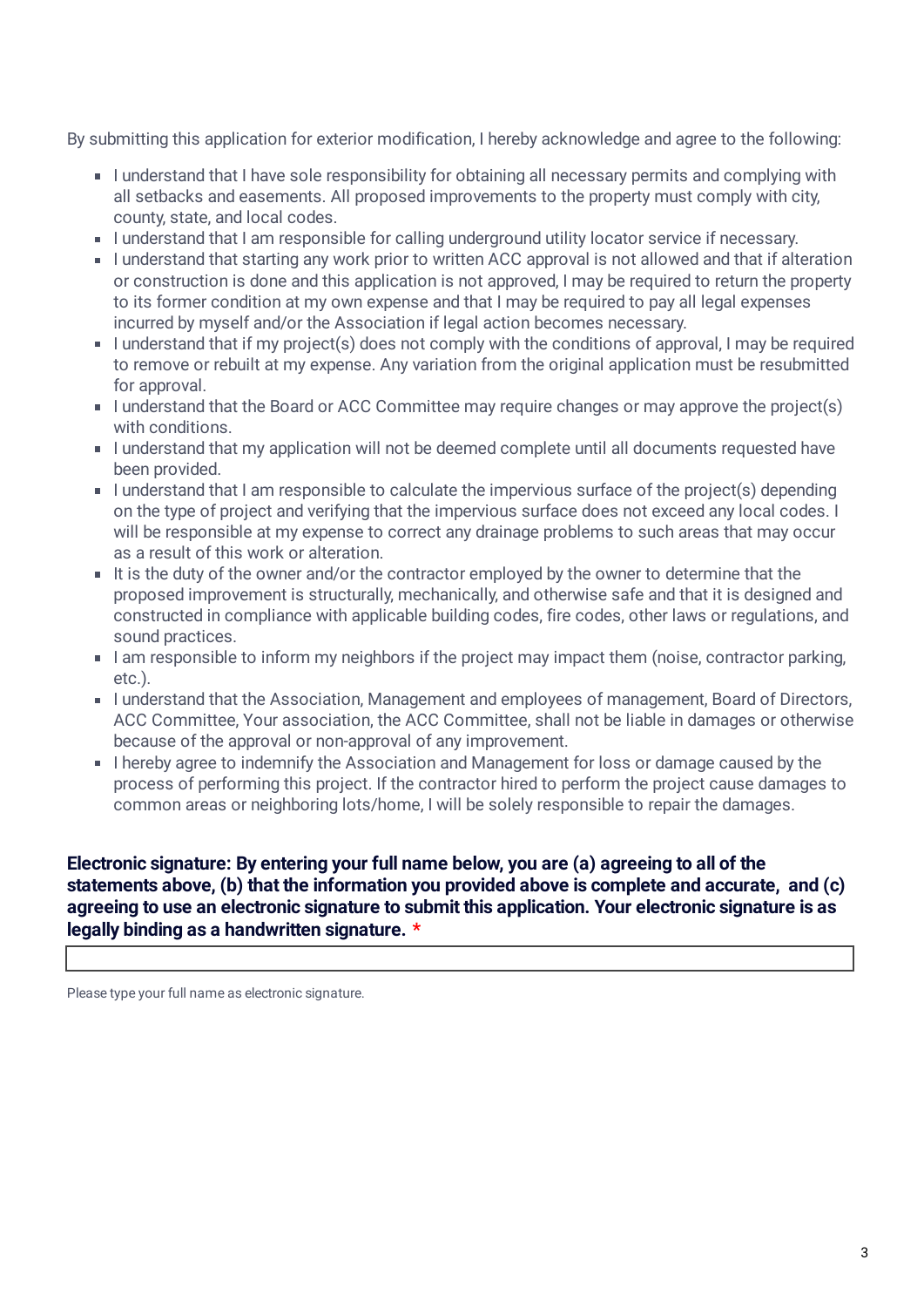By submitting this application for exterior modification, I hereby acknowledge and agree to the following:

- I understand that I have sole responsibility for obtaining all necessary permits and complying with all setbacks and easements. All proposed improvements to the property must comply with city, county, state, and local codes.
- I understand that I am responsible for calling underground utility locator service if necessary.
- I understand that starting any work prior to written ACC approval is not allowed and that if alteration or construction is done and this application is not approved, I may be required to return the property to its former condition at my own expense and that I may be required to pay all legal expenses incurred by myself and/or the Association if legal action becomes necessary.
- I understand that if my project(s) does not comply with the conditions of approval, I may be required to remove or rebuilt at my expense. Any variation from the original application must be resubmitted for approval.
- I understand that the Board or ACC Committee may require changes or may approve the project(s) with conditions.
- I understand that my application will not be deemed complete until all documents requested have been provided.
- I understand that I am responsible to calculate the impervious surface of the project(s) depending on the type of project and verifying that the impervious surface does not exceed any local codes. I will be responsible at my expense to correct any drainage problems to such areas that may occur as a result of this work or alteration.
- It is the duty of the owner and/or the contractor employed by the owner to determine that the proposed improvement is structurally, mechanically, and otherwise safe and that it is designed and constructed in compliance with applicable building codes, fire codes, other laws or regulations, and sound practices.
- I am responsible to inform my neighbors if the project may impact them (noise, contractor parking, etc.).
- I understand that the Association, Management and employees of management, Board of Directors, ACC Committee, Your association, the ACC Committee, shall not be liable in damages or otherwise because of the approval or non-approval of any improvement.
- I hereby agree to indemnify the Association and Management for loss or damage caused by the process of performing this project. If the contractor hired to perform the project cause damages to common areas or neighboring lots/home, I will be solely responsible to repair the damages.

**Electronic signature: By entering your full name below, you are (a) agreeing to all of the statements above, (b) that the information you provided above is complete and accurate, and (c) agreeing to use an electronic signature to submit this application. Your electronic signature is as legally binding as a handwritten signature. \***

Please type your full name as electronic signature.